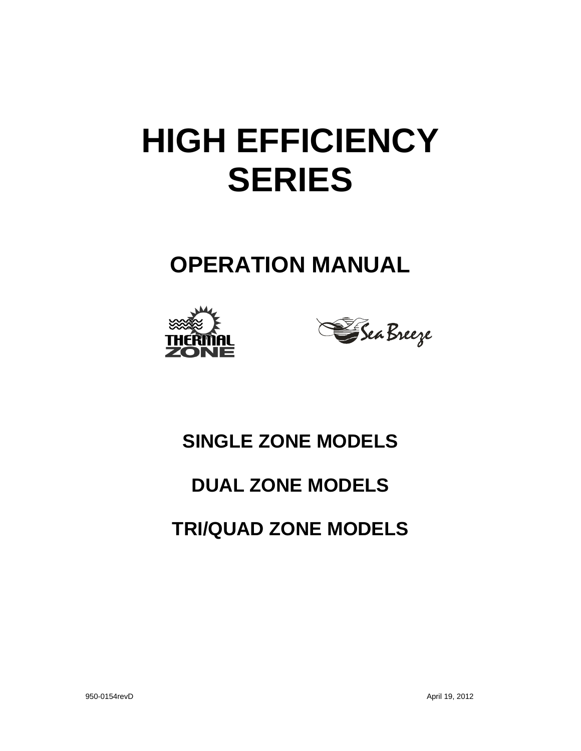# HIGH EFFICIENCY SERIES

## OPERATION MANUAL

THERMAL ZONE

Sea Breeze

### SINGLE ZONE MODELS

### DUAL ZONE MODELS

### TRI/QUAD ZONE MODELS

950-0154revD

April 19, 2012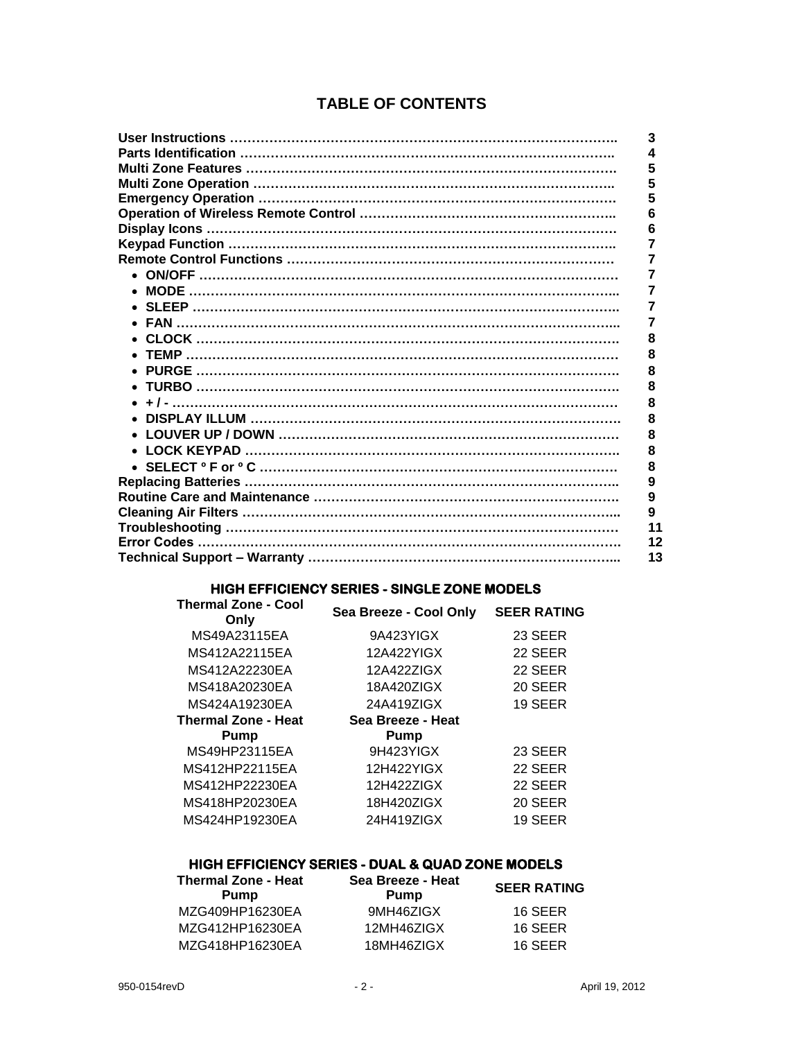# TABLE OF CONTENTS

| | |
|---|---|
| **User Instructions** | **3** |
| **Parts Identification** | **4** |
| **Multi Zone Features** | **5** |
| **Multi Zone Operation** | **5** |
| **Emergency Operation** | **5** |
| **Operation of Wireless Remote Control** | **6** |
| **Display Icons** | **6** |
| **Keypad Function** | **7** |
| **Remote Control Functions** | **7** |
| • **ON/OFF** | **7** |
| • **MODE** | **7** |
| • **SLEEP** | **7** |
| • **FAN** | **7** |
| • **CLOCK** | **8** |
| • **TEMP** | **8** |
| • **PURGE** | **8** |
| • **TURBO** | **8** |
| • **+ / -** | **8** |
| • **DISPLAY ILLUM** | **8** |
| • **LOUVER UP / DOWN** | **8** |
| • **LOCK KEYPAD** | **8** |
| • **SELECT º F or º C** | **8** |
| **Replacing Batteries** | **9** |
| **Routine Care and Maintenance** | **9** |
| **Cleaning Air Filters** | **9** |
| **Troubleshooting** | **11** |
| **Error Codes** | **12** |
| **Technical Support – Warranty** | **13** |

## HIGH EFFICIENCY SERIES - SINGLE ZONE MODELS

| Thermal Zone - Cool Only | Sea Breeze - Cool Only | SEER RATING |
|---|---|---|
| MS49A23115EA | 9A423YIGX | 23 SEER |
| MS412A22115EA | 12A422YIGX | 22 SEER |
| MS412A22230EA | 12A422ZIGX | 22 SEER |
| MS418A20230EA | 18A420ZIGX | 20 SEER |
| MS424A19230EA | 24A419ZIGX | 19 SEER |
| **Thermal Zone - Heat Pump** | **Sea Breeze - Heat Pump** | |
| MS49HP23115EA | 9H423YIGX | 23 SEER |
| MS412HP22115EA | 12H422YIGX | 22 SEER |
| MS412HP22230EA | 12H422ZIGX | 22 SEER |
| MS418HP20230EA | 18H420ZIGX | 20 SEER |
| MS424HP19230EA | 24H419ZIGX | 19 SEER |

## HIGH EFFICIENCY SERIES - DUAL & QUAD ZONE MODELS

| Thermal Zone - Heat Pump | Sea Breeze - Heat Pump | SEER RATING |
|---|---|---|
| MZG409HP16230EA | 9MH46ZIGX | 16 SEER |
| MZG412HP16230EA | 12MH46ZIGX | 16 SEER |
| MZG418HP16230EA | 18MH46ZIGX | 16 SEER |

950-0154revD April 19, 2012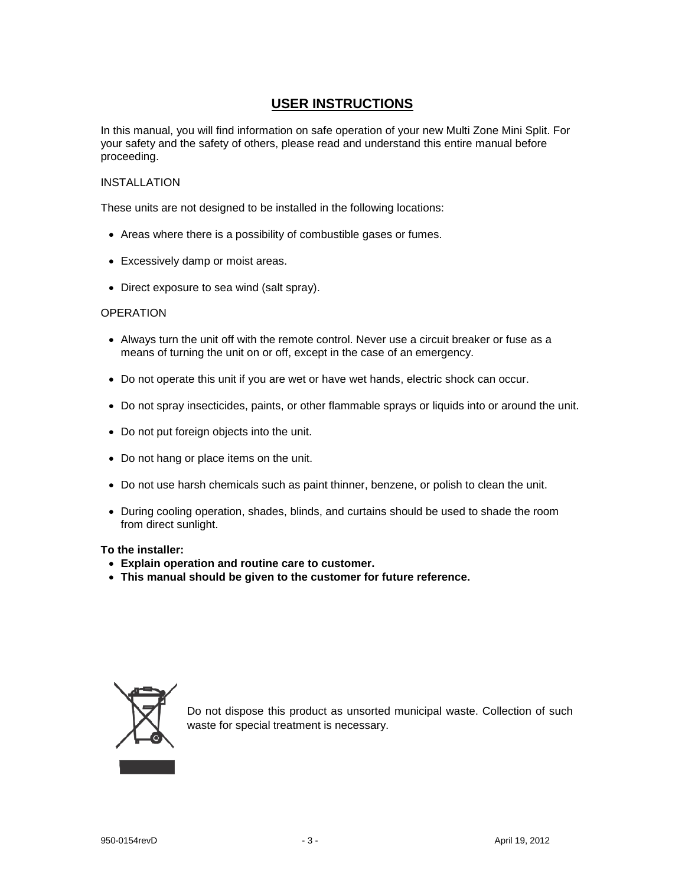# USER INSTRUCTIONS

In this manual, you will find information on safe operation of your new Multi Zone Mini Split. For your safety and the safety of others, please read and understand this entire manual before proceeding.

INSTALLATION

These units are not designed to be installed in the following locations:

- Areas where there is a possibility of combustible gases or fumes.
- Excessively damp or moist areas.
- Direct exposure to sea wind (salt spray).

OPERATION

- Always turn the unit off with the remote control. Never use a circuit breaker or fuse as a means of turning the unit on or off, except in the case of an emergency.
- Do not operate this unit if you are wet or have wet hands, electric shock can occur.
- Do not spray insecticides, paints, or other flammable sprays or liquids into or around the unit.
- Do not put foreign objects into the unit.
- Do not hang or place items on the unit.
- Do not use harsh chemicals such as paint thinner, benzene, or polish to clean the unit.
- During cooling operation, shades, blinds, and curtains should be used to shade the room from direct sunlight.

**To the installer:**

- **Explain operation and routine care to customer.**
- **This manual should be given to the customer for future reference.**

Do not dispose this product as unsorted municipal waste. Collection of such waste for special treatment is necessary.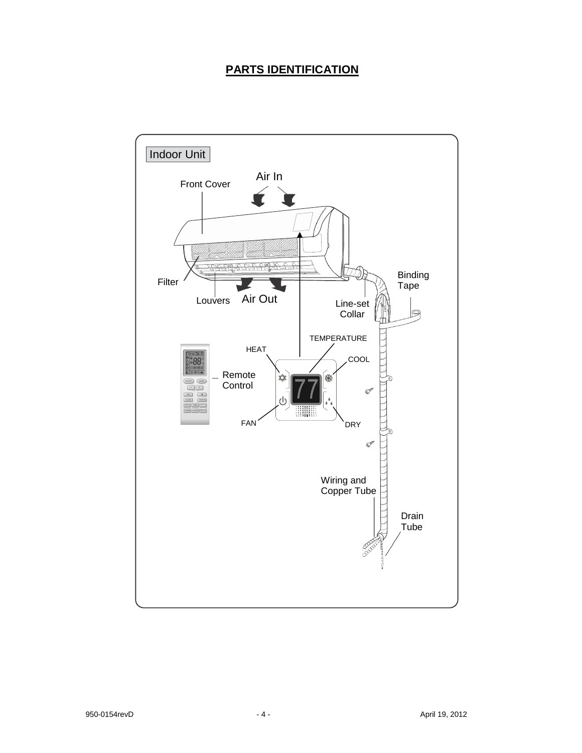## PARTS IDENTIFICATION

Indoor Unit

Front Cover

Air In

Filter

Louvers

Air Out

Binding Tape

Line-set Collar

TEMPERATURE

HEAT

COOL

Remote Control

77

FAN

DRY

Wiring and Copper Tube

Drain Tube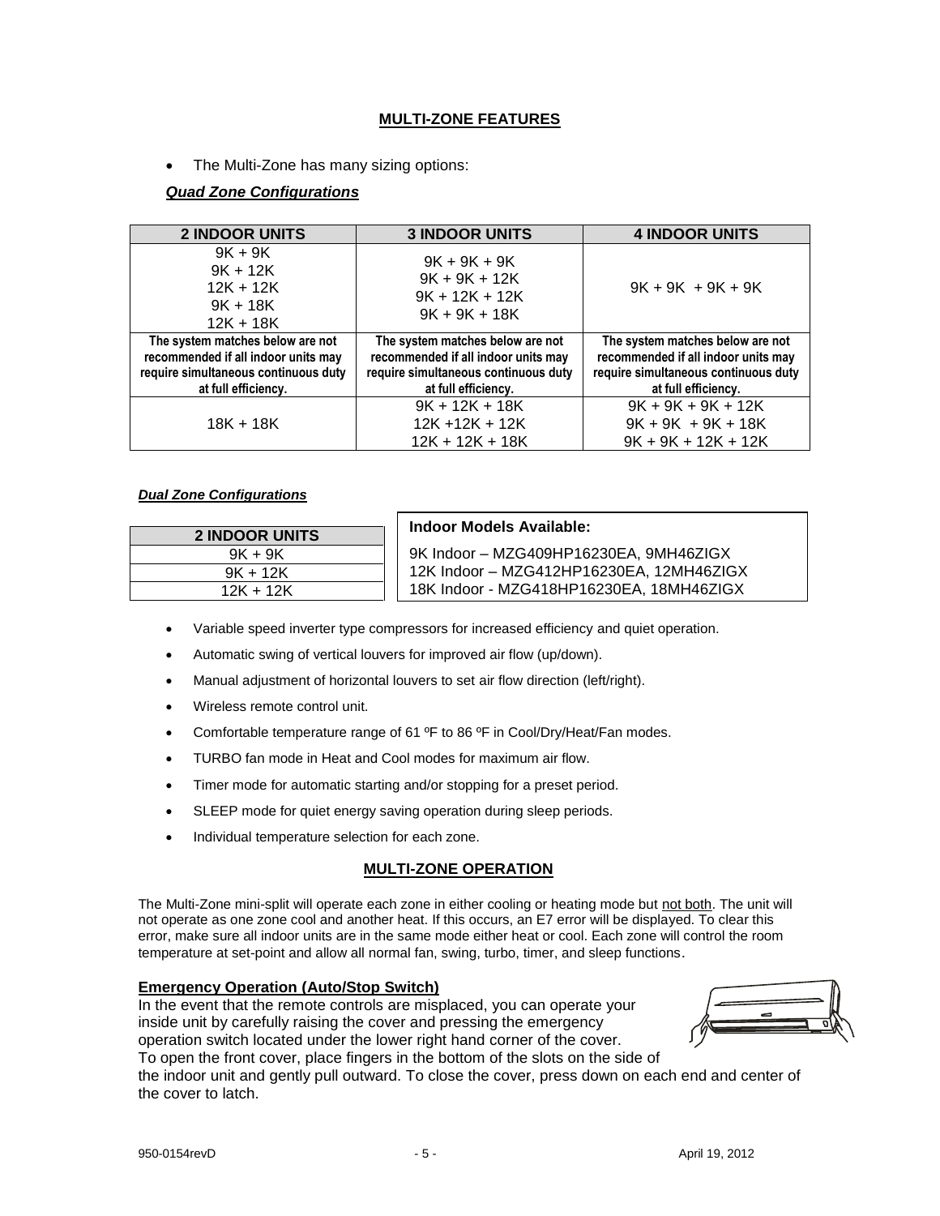## MULTI-ZONE FEATURES

- The Multi-Zone has many sizing options:

***Quad Zone Configurations***

| 2 INDOOR UNITS | 3 INDOOR UNITS | 4 INDOOR UNITS |
|---|---|---|
| 9K + 9K<br>9K + 12K<br>12K + 12K<br>9K + 18K<br>12K + 18K | 9K + 9K + 9K<br>9K + 9K + 12K<br>9K + 12K + 12K<br>9K + 9K + 18K | 9K + 9K + 9K + 9K |
| **The system matches below are not recommended if all indoor units may require simultaneous continuous duty at full efficiency.** | **The system matches below are not recommended if all indoor units may require simultaneous continuous duty at full efficiency.** | **The system matches below are not recommended if all indoor units may require simultaneous continuous duty at full efficiency.** |
| 18K + 18K | 9K + 12K + 18K<br>12K +12K + 12K<br>12K + 12K + 18K | 9K + 9K + 9K + 12K<br>9K + 9K + 9K + 18K<br>9K + 9K + 12K + 12K |

***Dual Zone Configurations***

| 2 INDOOR UNITS |
|---|
| 9K + 9K |
| 9K + 12K |
| 12K + 12K |

**Indoor Models Available:**

9K Indoor – MZG409HP16230EA, 9MH46ZIGX
12K Indoor – MZG412HP16230EA, 12MH46ZIGX
18K Indoor - MZG418HP16230EA, 18MH46ZIGX

- Variable speed inverter type compressors for increased efficiency and quiet operation.
- Automatic swing of vertical louvers for improved air flow (up/down).
- Manual adjustment of horizontal louvers to set air flow direction (left/right).
- Wireless remote control unit.
- Comfortable temperature range of 61 ºF to 86 ºF in Cool/Dry/Heat/Fan modes.
- TURBO fan mode in Heat and Cool modes for maximum air flow.
- Timer mode for automatic starting and/or stopping for a preset period.
- SLEEP mode for quiet energy saving operation during sleep periods.
- Individual temperature selection for each zone.

## MULTI-ZONE OPERATION

The Multi-Zone mini-split will operate each zone in either cooling or heating mode but not both. The unit will not operate as one zone cool and another heat. If this occurs, an E7 error will be displayed. To clear this error, make sure all indoor units are in the same mode either heat or cool. Each zone will control the room temperature at set-point and allow all normal fan, swing, turbo, timer, and sleep functions.

### Emergency Operation (Auto/Stop Switch)

In the event that the remote controls are misplaced, you can operate your inside unit by carefully raising the cover and pressing the emergency operation switch located under the lower right hand corner of the cover. To open the front cover, place fingers in the bottom of the slots on the side of the indoor unit and gently pull outward. To close the cover, press down on each end and center of the cover to latch.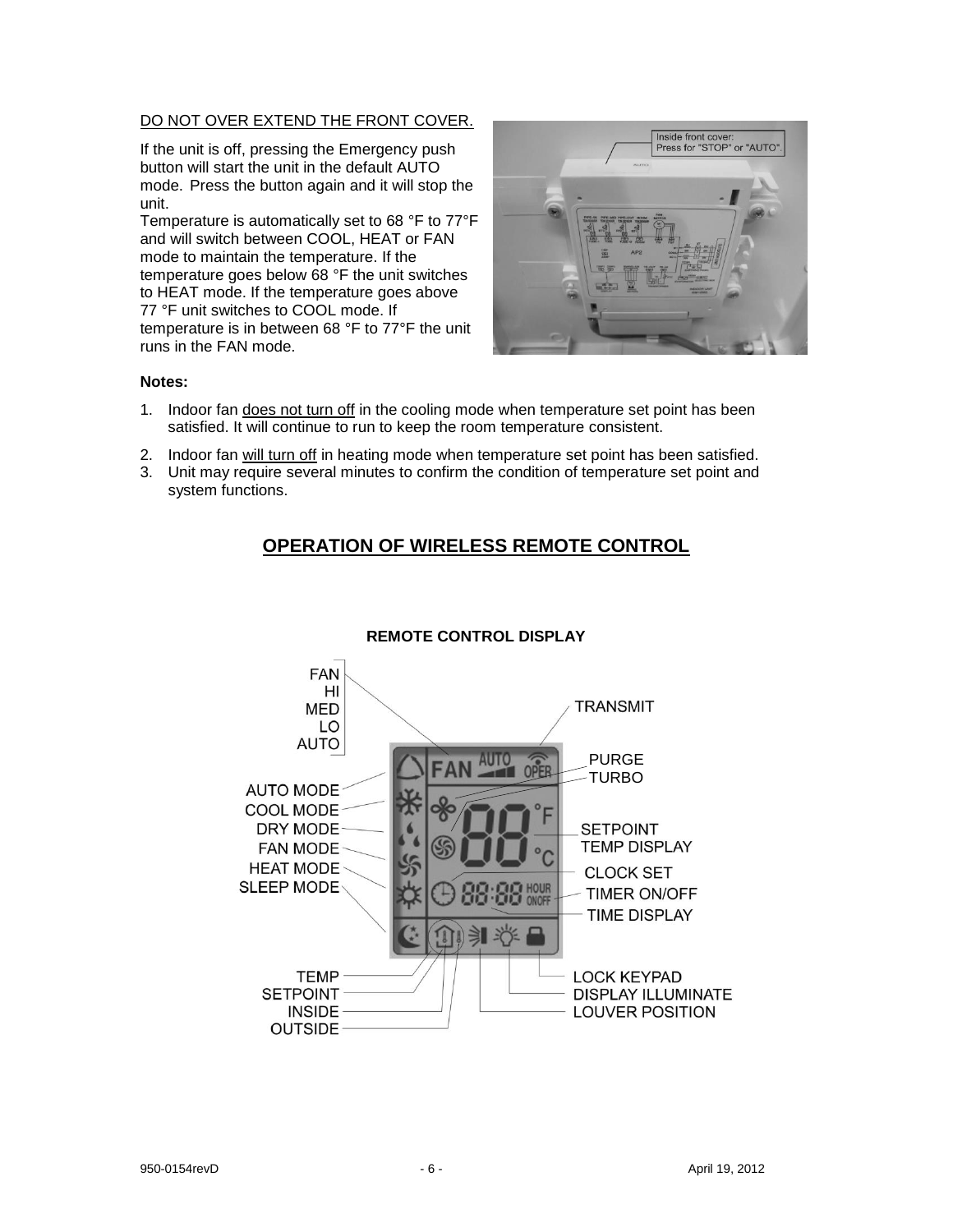DO NOT OVER EXTEND THE FRONT COVER.

If the unit is off, pressing the Emergency push button will start the unit in the default AUTO mode. Press the button again and it will stop the unit.

Temperature is automatically set to 68 °F to 77°F and will switch between COOL, HEAT or FAN mode to maintain the temperature. If the temperature goes below 68 °F the unit switches to HEAT mode. If the temperature goes above 77 °F unit switches to COOL mode. If temperature is in between 68 °F to 77°F the unit runs in the FAN mode.

**Notes:**

1. Indoor fan does not turn off in the cooling mode when temperature set point has been satisfied. It will continue to run to keep the room temperature consistent.
2. Indoor fan will turn off in heating mode when temperature set point has been satisfied.
3. Unit may require several minutes to confirm the condition of temperature set point and system functions.

## OPERATION OF WIRELESS REMOTE CONTROL

**REMOTE CONTROL DISPLAY**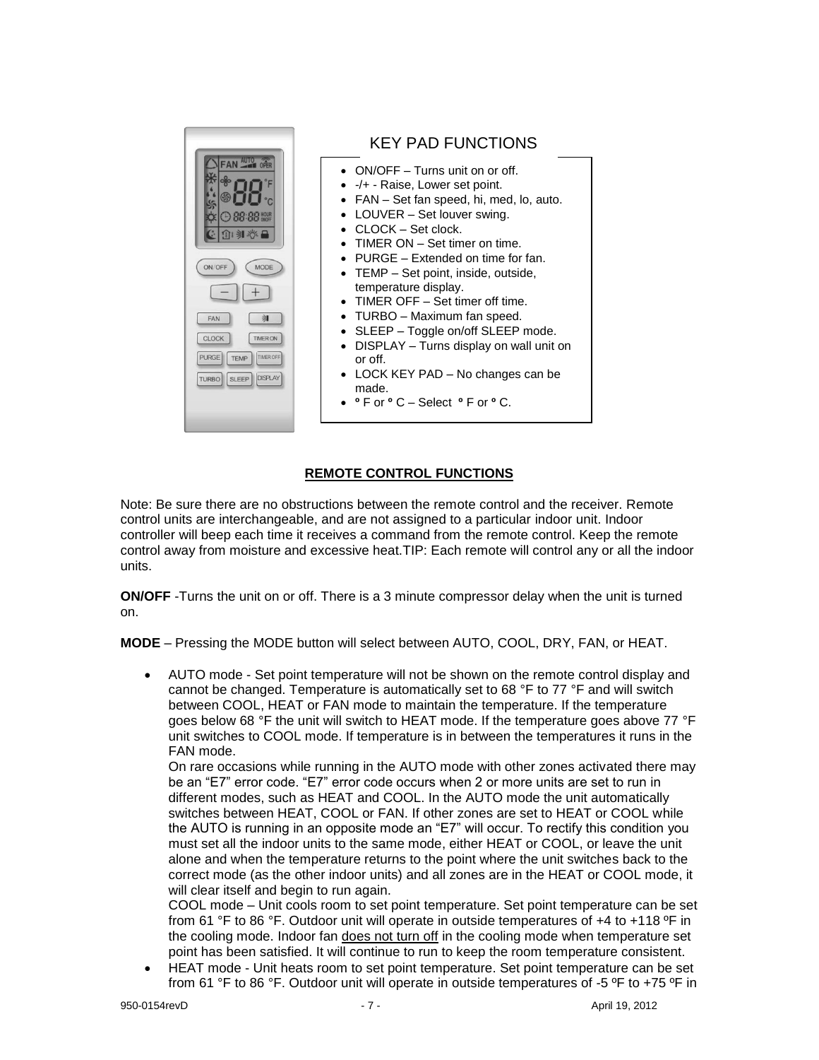## KEY PAD FUNCTIONS

- ON/OFF – Turns unit on or off.
- -/+ - Raise, Lower set point.
- FAN – Set fan speed, hi, med, lo, auto.
- LOUVER – Set louver swing.
- CLOCK – Set clock.
- TIMER ON – Set timer on time.
- PURGE – Extended on time for fan.
- TEMP – Set point, inside, outside, temperature display.
- TIMER OFF – Set timer off time.
- TURBO – Maximum fan speed.
- SLEEP – Toggle on/off SLEEP mode.
- DISPLAY – Turns display on wall unit on or off.
- LOCK KEY PAD – No changes can be made.
- º F or º C – Select º F or º C.

## REMOTE CONTROL FUNCTIONS

Note: Be sure there are no obstructions between the remote control and the receiver. Remote control units are interchangeable, and are not assigned to a particular indoor unit. Indoor controller will beep each time it receives a command from the remote control. Keep the remote control away from moisture and excessive heat.TIP: Each remote will control any or all the indoor units.

**ON/OFF** -Turns the unit on or off. There is a 3 minute compressor delay when the unit is turned on.

**MODE** – Pressing the MODE button will select between AUTO, COOL, DRY, FAN, or HEAT.

- AUTO mode - Set point temperature will not be shown on the remote control display and cannot be changed. Temperature is automatically set to 68 °F to 77 °F and will switch between COOL, HEAT or FAN mode to maintain the temperature. If the temperature goes below 68 °F the unit will switch to HEAT mode. If the temperature goes above 77 °F unit switches to COOL mode. If temperature is in between the temperatures it runs in the FAN mode.

  On rare occasions while running in the AUTO mode with other zones activated there may be an "E7" error code. "E7" error code occurs when 2 or more units are set to run in different modes, such as HEAT and COOL. In the AUTO mode the unit automatically switches between HEAT, COOL or FAN. If other zones are set to HEAT or COOL while the AUTO is running in an opposite mode an "E7" will occur. To rectify this condition you must set all the indoor units to the same mode, either HEAT or COOL, or leave the unit alone and when the temperature returns to the point where the unit switches back to the correct mode (as the other indoor units) and all zones are in the HEAT or COOL mode, it will clear itself and begin to run again.

  COOL mode – Unit cools room to set point temperature. Set point temperature can be set from 61 °F to 86 °F. Outdoor unit will operate in outside temperatures of +4 to +118 ºF in the cooling mode. Indoor fan <u>does not turn off</u> in the cooling mode when temperature set point has been satisfied. It will continue to run to keep the room temperature consistent.
- HEAT mode - Unit heats room to set point temperature. Set point temperature can be set from 61 °F to 86 °F. Outdoor unit will operate in outside temperatures of -5 ºF to +75 ºF in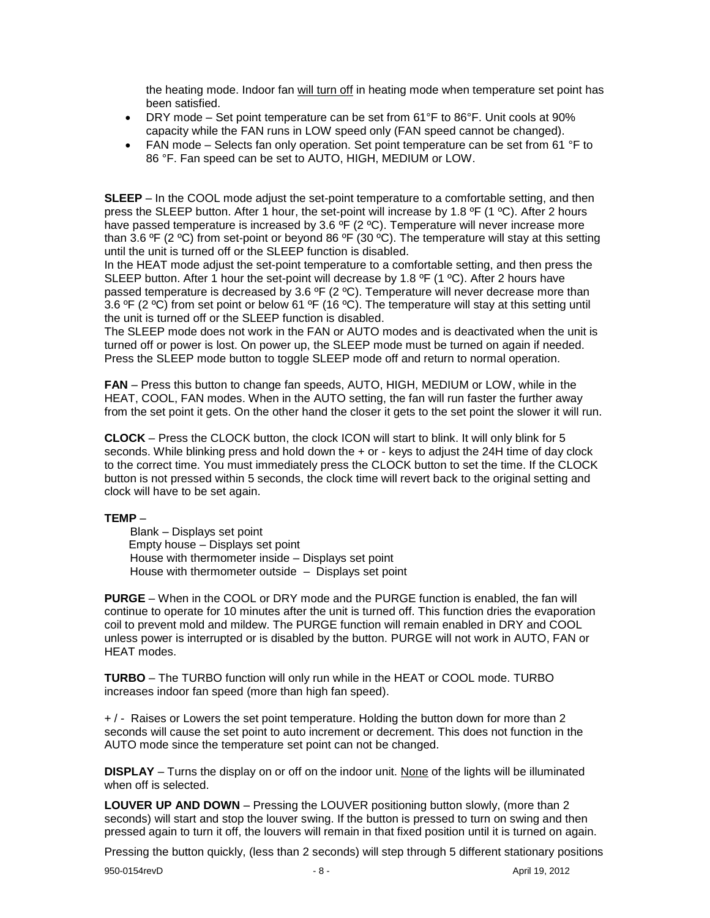the heating mode. Indoor fan <u>will turn off</u> in heating mode when temperature set point has been satisfied.

- DRY mode – Set point temperature can be set from 61°F to 86°F. Unit cools at 90% capacity while the FAN runs in LOW speed only (FAN speed cannot be changed).
- FAN mode – Selects fan only operation. Set point temperature can be set from 61 °F to 86 °F. Fan speed can be set to AUTO, HIGH, MEDIUM or LOW.

**SLEEP** – In the COOL mode adjust the set-point temperature to a comfortable setting, and then press the SLEEP button. After 1 hour, the set-point will increase by 1.8 ºF (1 ºC). After 2 hours have passed temperature is increased by 3.6 ºF (2 ºC). Temperature will never increase more than 3.6 ºF (2 ºC) from set-point or beyond 86 ºF (30 ºC). The temperature will stay at this setting until the unit is turned off or the SLEEP function is disabled.
In the HEAT mode adjust the set-point temperature to a comfortable setting, and then press the SLEEP button. After 1 hour the set-point will decrease by 1.8 ºF (1 ºC). After 2 hours have passed temperature is decreased by 3.6 ºF (2 ºC). Temperature will never decrease more than 3.6 ºF (2 ºC) from set point or below 61 ºF (16 ºC). The temperature will stay at this setting until the unit is turned off or the SLEEP function is disabled.
The SLEEP mode does not work in the FAN or AUTO modes and is deactivated when the unit is turned off or power is lost. On power up, the SLEEP mode must be turned on again if needed. Press the SLEEP mode button to toggle SLEEP mode off and return to normal operation.

**FAN** – Press this button to change fan speeds, AUTO, HIGH, MEDIUM or LOW, while in the HEAT, COOL, FAN modes. When in the AUTO setting, the fan will run faster the further away from the set point it gets. On the other hand the closer it gets to the set point the slower it will run.

**CLOCK** – Press the CLOCK button, the clock ICON will start to blink. It will only blink for 5 seconds. While blinking press and hold down the + or - keys to adjust the 24H time of day clock to the correct time. You must immediately press the CLOCK button to set the time. If the CLOCK button is not pressed within 5 seconds, the clock time will revert back to the original setting and clock will have to be set again.

**TEMP** –

Blank – Displays set point
Empty house – Displays set point
House with thermometer inside – Displays set point
House with thermometer outside – Displays set point

**PURGE** – When in the COOL or DRY mode and the PURGE function is enabled, the fan will continue to operate for 10 minutes after the unit is turned off. This function dries the evaporation coil to prevent mold and mildew. The PURGE function will remain enabled in DRY and COOL unless power is interrupted or is disabled by the button. PURGE will not work in AUTO, FAN or HEAT modes.

**TURBO** – The TURBO function will only run while in the HEAT or COOL mode. TURBO increases indoor fan speed (more than high fan speed).

+ / - Raises or Lowers the set point temperature. Holding the button down for more than 2 seconds will cause the set point to auto increment or decrement. This does not function in the AUTO mode since the temperature set point can not be changed.

**DISPLAY** – Turns the display on or off on the indoor unit. <u>None</u> of the lights will be illuminated when off is selected.

**LOUVER UP AND DOWN** – Pressing the LOUVER positioning button slowly, (more than 2 seconds) will start and stop the louver swing. If the button is pressed to turn on swing and then pressed again to turn it off, the louvers will remain in that fixed position until it is turned on again.

Pressing the button quickly, (less than 2 seconds) will step through 5 different stationary positions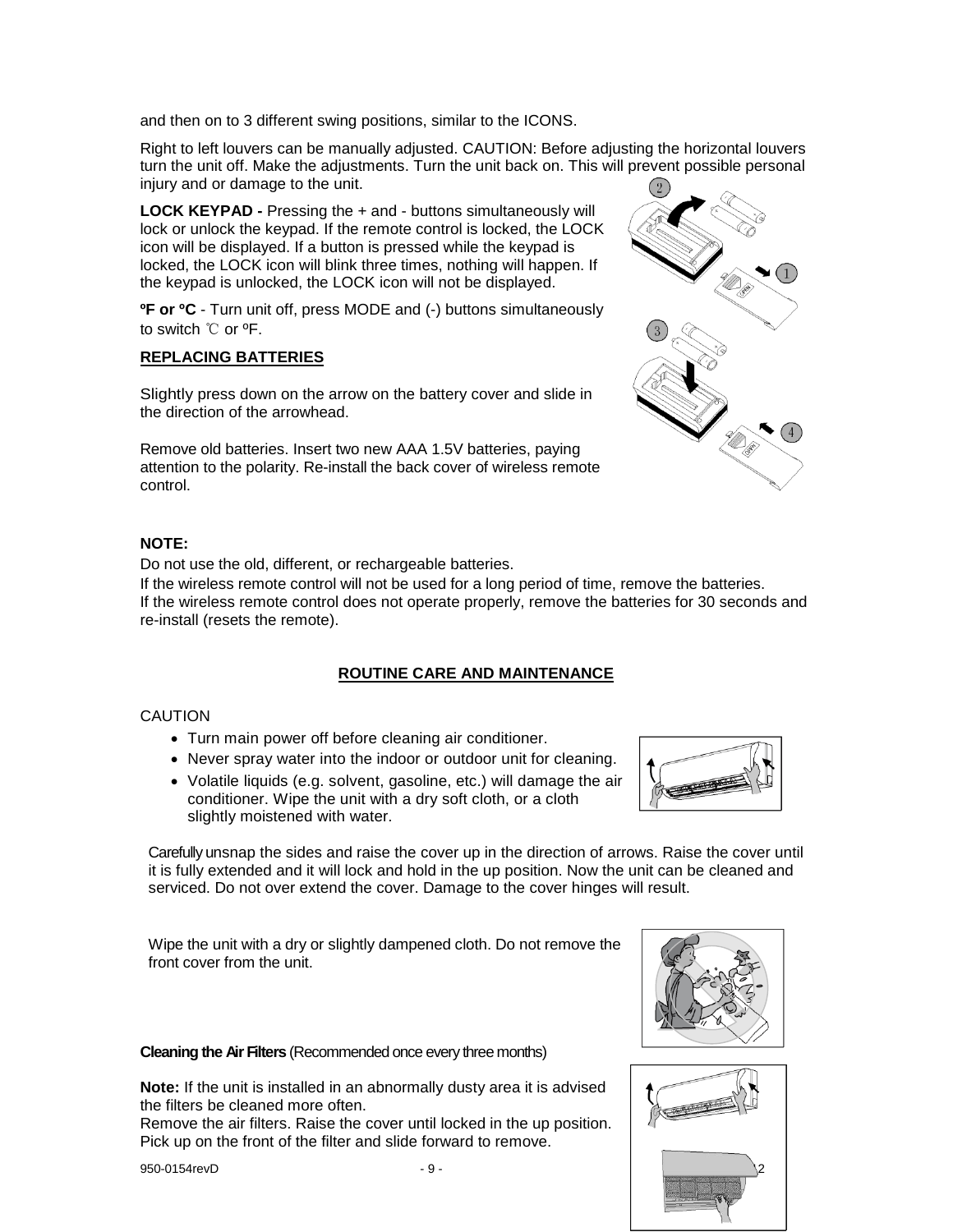and then on to 3 different swing positions, similar to the ICONS.

Right to left louvers can be manually adjusted. CAUTION: Before adjusting the horizontal louvers turn the unit off. Make the adjustments. Turn the unit back on. This will prevent possible personal injury and or damage to the unit.

**LOCK KEYPAD -** Pressing the + and - buttons simultaneously will lock or unlock the keypad. If the remote control is locked, the LOCK icon will be displayed. If a button is pressed while the keypad is locked, the LOCK icon will blink three times, nothing will happen. If the keypad is unlocked, the LOCK icon will not be displayed.

**ºF or ºC** - Turn unit off, press MODE and (-) buttons simultaneously to switch ℃ or ºF.

## REPLACING BATTERIES

Slightly press down on the arrow on the battery cover and slide in the direction of the arrowhead.

Remove old batteries. Insert two new AAA 1.5V batteries, paying attention to the polarity. Re-install the back cover of wireless remote control.

**NOTE:**

Do not use the old, different, or rechargeable batteries.
If the wireless remote control will not be used for a long period of time, remove the batteries.
If the wireless remote control does not operate properly, remove the batteries for 30 seconds and re-install (resets the remote).

## ROUTINE CARE AND MAINTENANCE

CAUTION

- Turn main power off before cleaning air conditioner.
- Never spray water into the indoor or outdoor unit for cleaning.
- Volatile liquids (e.g. solvent, gasoline, etc.) will damage the air conditioner. Wipe the unit with a dry soft cloth, or a cloth slightly moistened with water.

Carefully unsnap the sides and raise the cover up in the direction of arrows. Raise the cover until it is fully extended and it will lock and hold in the up position. Now the unit can be cleaned and serviced. Do not over extend the cover. Damage to the cover hinges will result.

Wipe the unit with a dry or slightly dampened cloth. Do not remove the front cover from the unit.

**Cleaning the Air Filters** (Recommended once every three months)

**Note:** If the unit is installed in an abnormally dusty area it is advised the filters be cleaned more often.
Remove the air filters. Raise the cover until locked in the up position. Pick up on the front of the filter and slide forward to remove.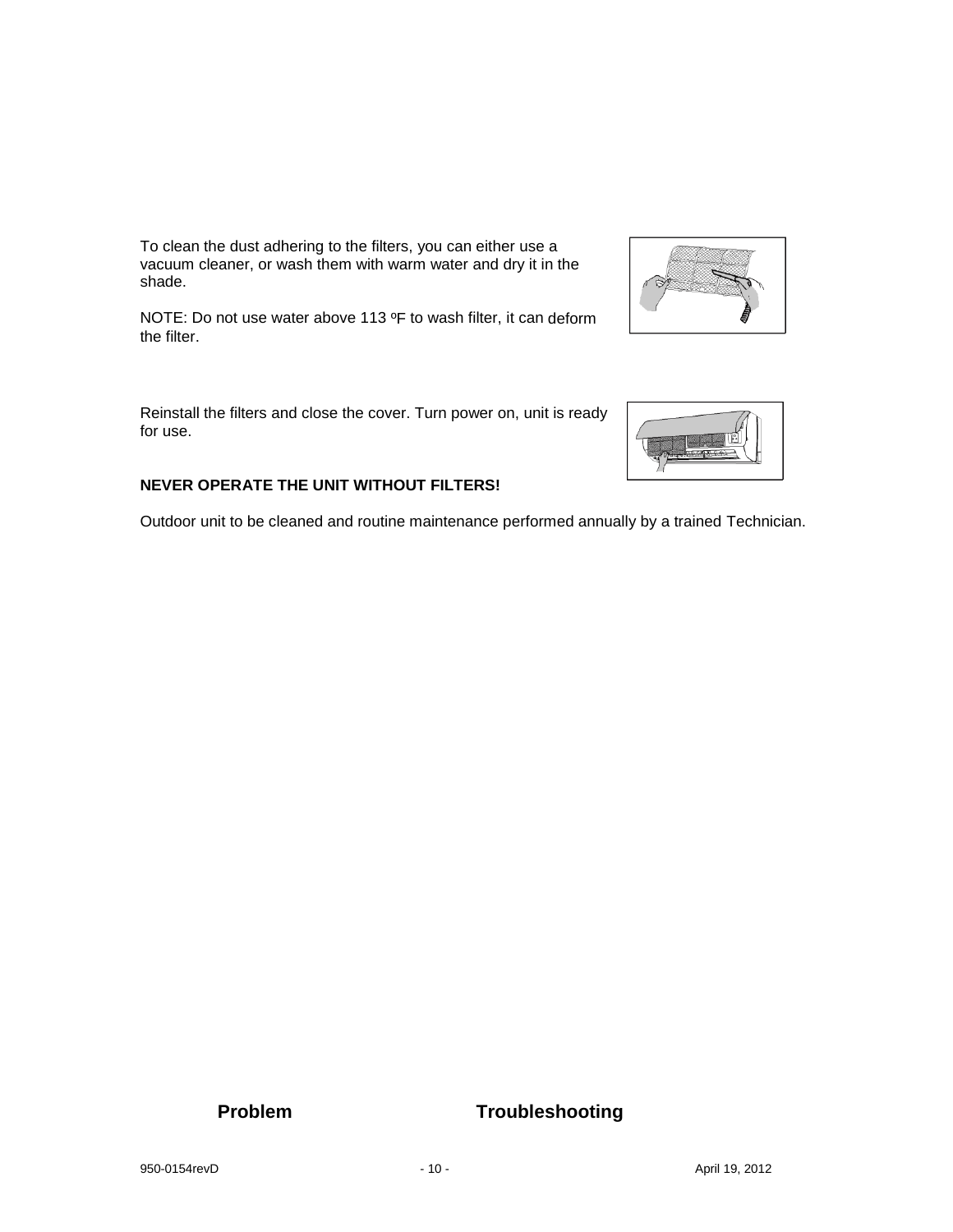To clean the dust adhering to the filters, you can either use a vacuum cleaner, or wash them with warm water and dry it in the shade.

NOTE: Do not use water above 113 ºF to wash filter, it can deform the filter.

Reinstall the filters and close the cover. Turn power on, unit is ready for use.

**NEVER OPERATE THE UNIT WITHOUT FILTERS!**

Outdoor unit to be cleaned and routine maintenance performed annually by a trained Technician.

| **Problem** | **Troubleshooting** |
|---|---|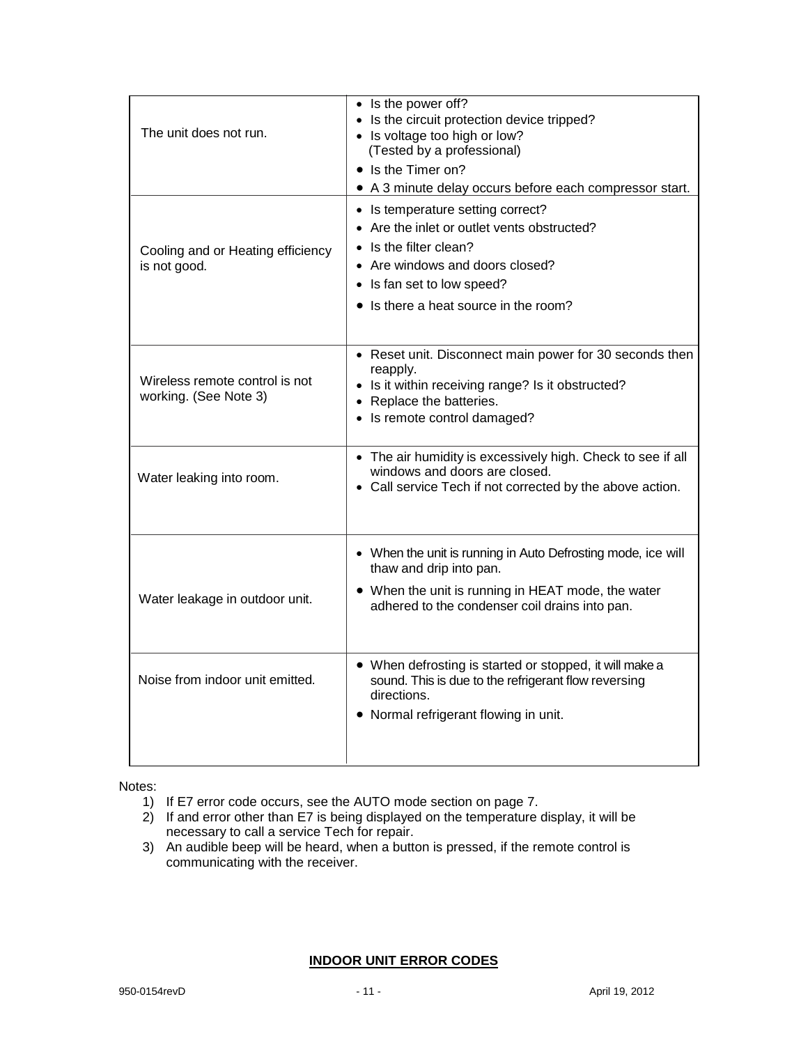| Problem | Check |
| --- | --- |
| The unit does not run. | • Is the power off?<br>• Is the circuit protection device tripped?<br>• Is voltage too high or low? (Tested by a professional)<br>• Is the Timer on?<br>• A 3 minute delay occurs before each compressor start. |
| Cooling and or Heating efficiency is not good. | • Is temperature setting correct?<br>• Are the inlet or outlet vents obstructed?<br>• Is the filter clean?<br>• Are windows and doors closed?<br>• Is fan set to low speed?<br>• Is there a heat source in the room? |
| Wireless remote control is not working. (See Note 3) | • Reset unit. Disconnect main power for 30 seconds then reapply.<br>• Is it within receiving range? Is it obstructed?<br>• Replace the batteries.<br>• Is remote control damaged? |
| Water leaking into room. | • The air humidity is excessively high. Check to see if all windows and doors are closed.<br>• Call service Tech if not corrected by the above action. |
| Water leakage in outdoor unit. | • When the unit is running in Auto Defrosting mode, ice will thaw and drip into pan.<br>• When the unit is running in HEAT mode, the water adhered to the condenser coil drains into pan. |
| Noise from indoor unit emitted. | • When defrosting is started or stopped, it will make a sound. This is due to the refrigerant flow reversing directions.<br>• Normal refrigerant flowing in unit. |

Notes:

1) If E7 error code occurs, see the AUTO mode section on page 7.
2) If and error other than E7 is being displayed on the temperature display, it will be necessary to call a service Tech for repair.
3) An audible beep will be heard, when a button is pressed, if the remote control is communicating with the receiver.

**INDOOR UNIT ERROR CODES**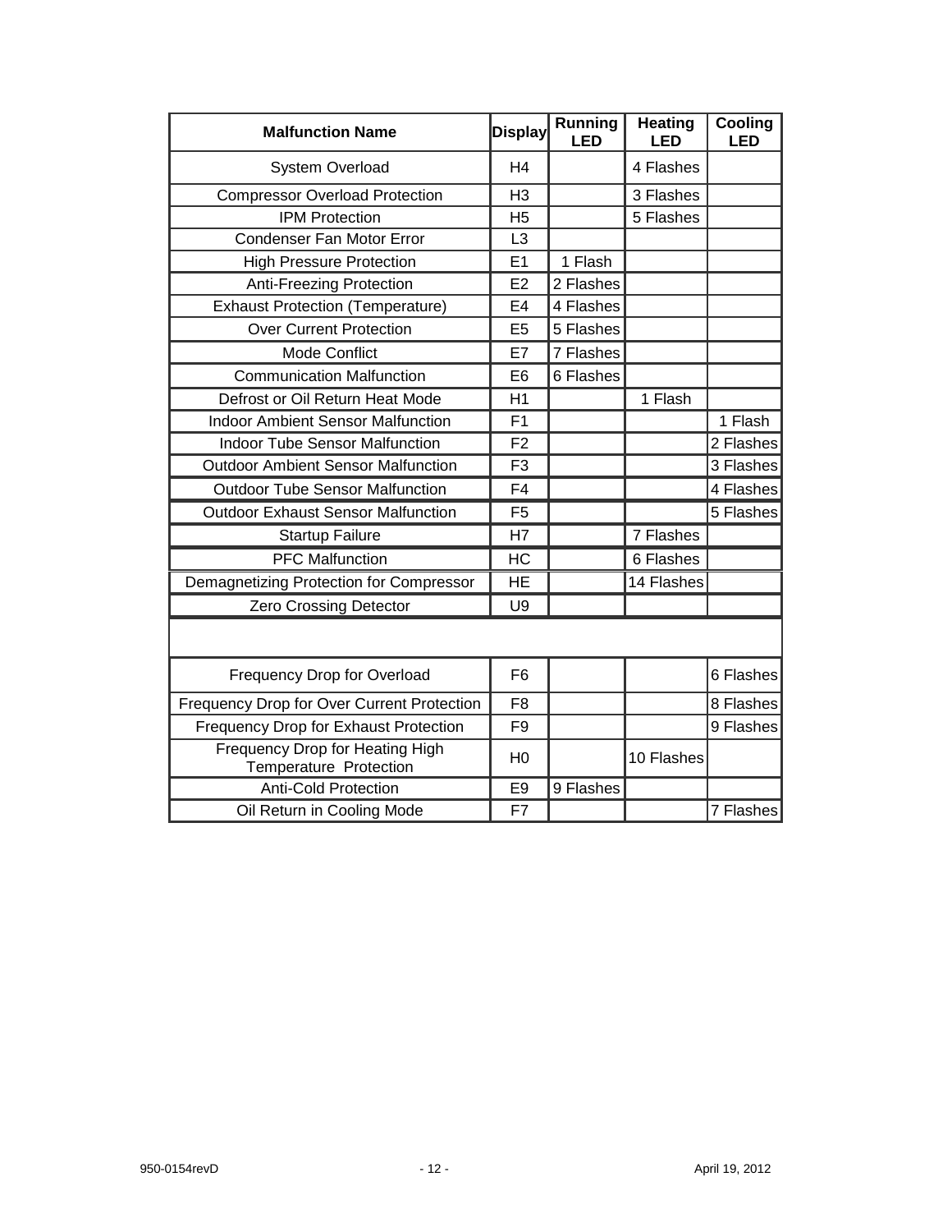| Malfunction Name | Display | Running LED | Heating LED | Cooling LED |
|---|---|---|---|---|
| System Overload | H4 | | 4 Flashes | |
| Compressor Overload Protection | H3 | | 3 Flashes | |
| IPM Protection | H5 | | 5 Flashes | |
| Condenser Fan Motor Error | L3 | | | |
| High Pressure Protection | E1 | 1 Flash | | |
| Anti-Freezing Protection | E2 | 2 Flashes | | |
| Exhaust Protection (Temperature) | E4 | 4 Flashes | | |
| Over Current Protection | E5 | 5 Flashes | | |
| Mode Conflict | E7 | 7 Flashes | | |
| Communication Malfunction | E6 | 6 Flashes | | |
| Defrost or Oil Return Heat Mode | H1 | | 1 Flash | |
| Indoor Ambient Sensor Malfunction | F1 | | | 1 Flash |
| Indoor Tube Sensor Malfunction | F2 | | | 2 Flashes |
| Outdoor Ambient Sensor Malfunction | F3 | | | 3 Flashes |
| Outdoor Tube Sensor Malfunction | F4 | | | 4 Flashes |
| Outdoor Exhaust Sensor Malfunction | F5 | | | 5 Flashes |
| Startup Failure | H7 | | 7 Flashes | |
| PFC Malfunction | HC | | 6 Flashes | |
| Demagnetizing Protection for Compressor | HE | | 14 Flashes | |
| Zero Crossing Detector | U9 | | | |
| | | | | |
| Frequency Drop for Overload | F6 | | | 6 Flashes |
| Frequency Drop for Over Current Protection | F8 | | | 8 Flashes |
| Frequency Drop for Exhaust Protection | F9 | | | 9 Flashes |
| Frequency Drop for Heating High Temperature Protection | H0 | | 10 Flashes | |
| Anti-Cold Protection | E9 | 9 Flashes | | |
| Oil Return in Cooling Mode | F7 | | | 7 Flashes |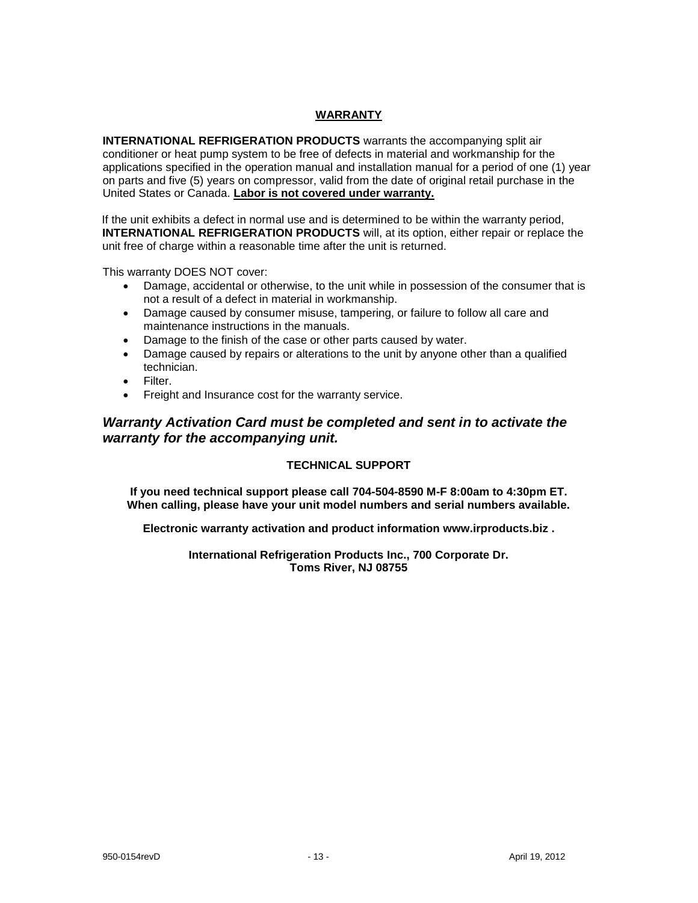## WARRANTY

**INTERNATIONAL REFRIGERATION PRODUCTS** warrants the accompanying split air conditioner or heat pump system to be free of defects in material and workmanship for the applications specified in the operation manual and installation manual for a period of one (1) year on parts and five (5) years on compressor, valid from the date of original retail purchase in the United States or Canada. **Labor is not covered under warranty.**

If the unit exhibits a defect in normal use and is determined to be within the warranty period, **INTERNATIONAL REFRIGERATION PRODUCTS** will, at its option, either repair or replace the unit free of charge within a reasonable time after the unit is returned.

This warranty DOES NOT cover:

- Damage, accidental or otherwise, to the unit while in possession of the consumer that is not a result of a defect in material in workmanship.
- Damage caused by consumer misuse, tampering, or failure to follow all care and maintenance instructions in the manuals.
- Damage to the finish of the case or other parts caused by water.
- Damage caused by repairs or alterations to the unit by anyone other than a qualified technician.
- Filter.
- Freight and Insurance cost for the warranty service.

***Warranty Activation Card must be completed and sent in to activate the warranty for the accompanying unit.***

### TECHNICAL SUPPORT

**If you need technical support please call 704-504-8590 M-F 8:00am to 4:30pm ET. When calling, please have your unit model numbers and serial numbers available.**

**Electronic warranty activation and product information www.irproducts.biz .**

**International Refrigeration Products Inc., 700 Corporate Dr. Toms River, NJ 08755**